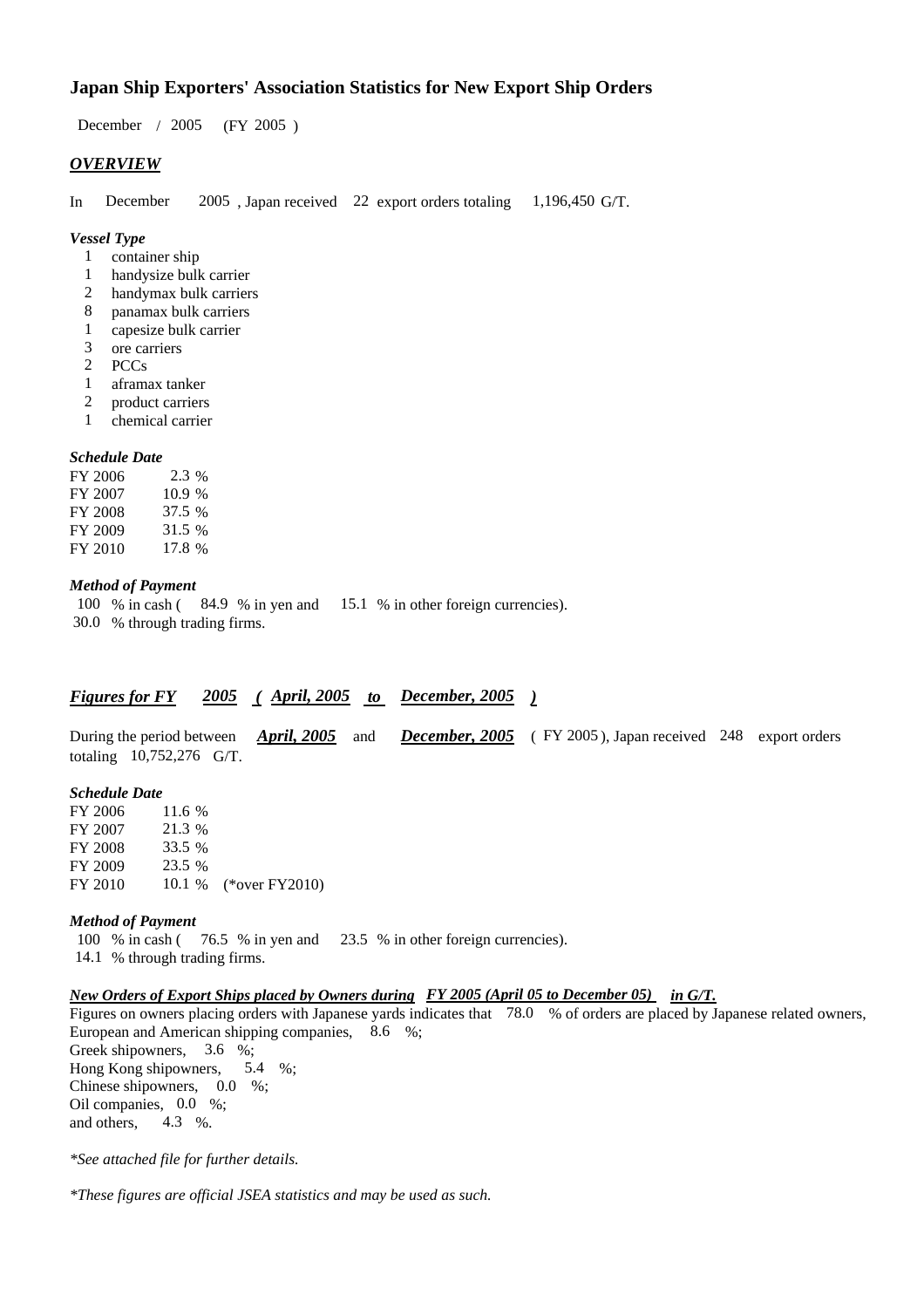# Japan Ship Exporters' Association Statistics for New Export Ship Orders

December / 2005 (FY 2005 )

## *OVERVIEW*

In December 2005 , Japan received 22 export orders totaling 1,196,450 G/T.

### *Vessel Type*

- 1 container ship
- 1 handysize bulk carrier
- 2 handymax bulk carriers
- 8 panamax bulk carriers
- 1 capesize bulk carrier
- 3 ore carriers
- 2 PCCs
- 1 aframax tanker
- 2 product carriers
- 1 chemical carrier

### *Schedule Date*

| | |
|---|---|
| FY 2006 | 2.3 % |
| FY 2007 | 10.9 % |
| FY 2008 | 37.5 % |
| FY 2009 | 31.5 % |
| FY 2010 | 17.8 % |

### *Method of Payment*

100 % in cash ( 84.9 % in yen and 15.1 % in other foreign currencies).
30.0 % through trading firms.

## ***Figures for FY 2005 ( April, 2005 to December, 2005 )***

During the period between ***April, 2005*** and ***December, 2005*** ( FY 2005 ), Japan received 248 export orders totaling 10,752,276 G/T.

### *Schedule Date*

| | | |
|---|---|---|
| FY 2006 | 11.6 % | |
| FY 2007 | 21.3 % | |
| FY 2008 | 33.5 % | |
| FY 2009 | 23.5 % | |
| FY 2010 | 10.1 % | (*over FY2010) |

### *Method of Payment*

100 % in cash ( 76.5 % in yen and 23.5 % in other foreign currencies).
14.1 % through trading firms.

### ***New Orders of Export Ships placed by Owners during FY 2005 (April 05 to December 05) in G/T.***

Figures on owners placing orders with Japanese yards indicates that 78.0 % of orders are placed by Japanese related owners,
European and American shipping companies, 8.6 %;
Greek shipowners, 3.6 %;
Hong Kong shipowners, 5.4 %;
Chinese shipowners, 0.0 %;
Oil companies, 0.0 %;
and others, 4.3 %.

*\*See attached file for further details.*

*\*These figures are official JSEA statistics and may be used as such.*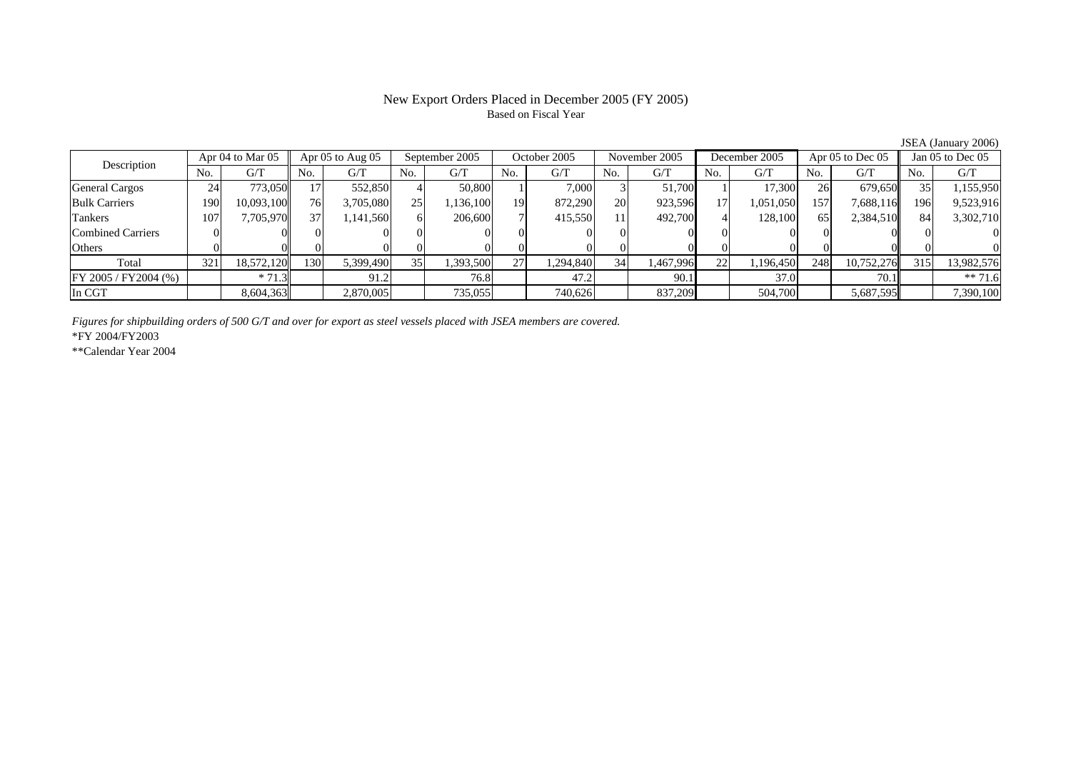# New Export Orders Placed in December 2005 (FY 2005)

Based on Fiscal Year

JSEA (January 2006)

| Description | Apr 04 to Mar 05 | | Apr 05 to Aug 05 | | September 2005 | | October 2005 | | November 2005 | | December 2005 | | Apr 05 to Dec 05 | | Jan 05 to Dec 05 | |
|---|---|---|---|---|---|---|---|---|---|---|---|---|---|---|---|---|
| | No. | G/T | No. | G/T | No. | G/T | No. | G/T | No. | G/T | No. | G/T | No. | G/T | No. | G/T |
| General Cargos | 24 | 773,050 | 17 | 552,850 | 4 | 50,800 | 1 | 7,000 | 3 | 51,700 | 1 | 17,300 | 26 | 679,650 | 35 | 1,155,950 |
| Bulk Carriers | 190 | 10,093,100 | 76 | 3,705,080 | 25 | 1,136,100 | 19 | 872,290 | 20 | 923,596 | 17 | 1,051,050 | 157 | 7,688,116 | 196 | 9,523,916 |
| Tankers | 107 | 7,705,970 | 37 | 1,141,560 | 6 | 206,600 | 7 | 415,550 | 11 | 492,700 | 4 | 128,100 | 65 | 2,384,510 | 84 | 3,302,710 |
| Combined Carriers | 0 | 0 | 0 | 0 | 0 | 0 | 0 | 0 | 0 | 0 | 0 | 0 | 0 | 0 | 0 | 0 |
| Others | 0 | 0 | 0 | 0 | 0 | 0 | 0 | 0 | 0 | 0 | 0 | 0 | 0 | 0 | 0 | 0 |
| Total | 321 | 18,572,120 | 130 | 5,399,490 | 35 | 1,393,500 | 27 | 1,294,840 | 34 | 1,467,996 | 22 | 1,196,450 | 248 | 10,752,276 | 315 | 13,982,576 |
| FY 2005 / FY2004 (%) | | * 71.3 | | 91.2 | | 76.8 | | 47.2 | | 90.1 | | 37.0 | | 70.1 | | ** 71.6 |
| In CGT | | 8,604,363 | | 2,870,005 | | 735,055 | | 740,626 | | 837,209 | | 504,700 | | 5,687,595 | | 7,390,100 |

*Figures for shipbuilding orders of 500 G/T and over for export as steel vessels placed with JSEA members are covered.*

*FY 2004/FY2003

**Calendar Year 2004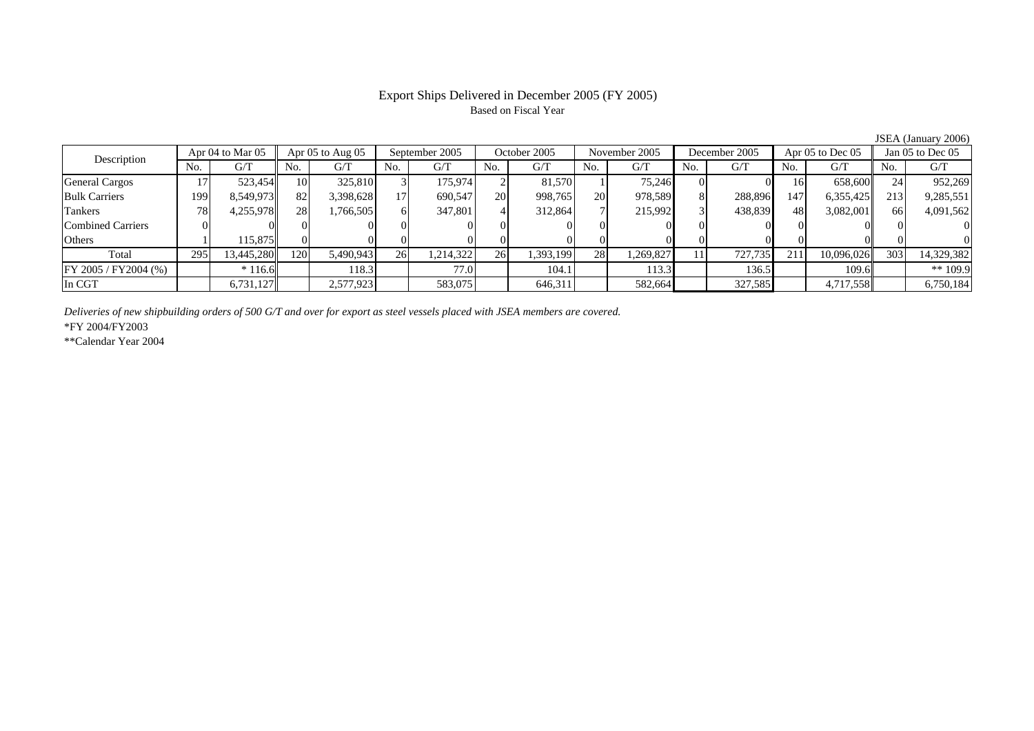# Export Ships Delivered in December 2005 (FY 2005)

Based on Fiscal Year

JSEA (January 2006)

| Description | Apr 04 to Mar 05 | | Apr 05 to Aug 05 | | September 2005 | | October 2005 | | November 2005 | | December 2005 | | Apr 05 to Dec 05 | | Jan 05 to Dec 05 | |
|---|---|---|---|---|---|---|---|---|---|---|---|---|---|---|---|---|
| | No. | G/T | No. | G/T | No. | G/T | No. | G/T | No. | G/T | No. | G/T | No. | G/T | No. | G/T |
| General Cargos | 17 | 523,454 | 10 | 325,810 | 3 | 175,974 | 2 | 81,570 | 1 | 75,246 | 0 | 0 | 16 | 658,600 | 24 | 952,269 |
| Bulk Carriers | 199 | 8,549,973 | 82 | 3,398,628 | 17 | 690,547 | 20 | 998,765 | 20 | 978,589 | 8 | 288,896 | 147 | 6,355,425 | 213 | 9,285,551 |
| Tankers | 78 | 4,255,978 | 28 | 1,766,505 | 6 | 347,801 | 4 | 312,864 | 7 | 215,992 | 3 | 438,839 | 48 | 3,082,001 | 66 | 4,091,562 |
| Combined Carriers | 0 | 0 | 0 | 0 | 0 | 0 | 0 | 0 | 0 | 0 | 0 | 0 | 0 | 0 | 0 | 0 |
| Others | 1 | 115,875 | 0 | 0 | 0 | 0 | 0 | 0 | 0 | 0 | 0 | 0 | 0 | 0 | 0 | 0 |
| Total | 295 | 13,445,280 | 120 | 5,490,943 | 26 | 1,214,322 | 26 | 1,393,199 | 28 | 1,269,827 | 11 | 727,735 | 211 | 10,096,026 | 303 | 14,329,382 |
| FY 2005 / FY2004 (%) | | * 116.6 | | 118.3 | | 77.0 | | 104.1 | | 113.3 | | 136.5 | | 109.6 | | ** 109.9 |
| In CGT | | 6,731,127 | | 2,577,923 | | 583,075 | | 646,311 | | 582,664 | | 327,585 | | 4,717,558 | | 6,750,184 |

*Deliveries of new shipbuilding orders of 500 G/T and over for export as steel vessels placed with JSEA members are covered.*

*FY 2004/FY2003

**Calendar Year 2004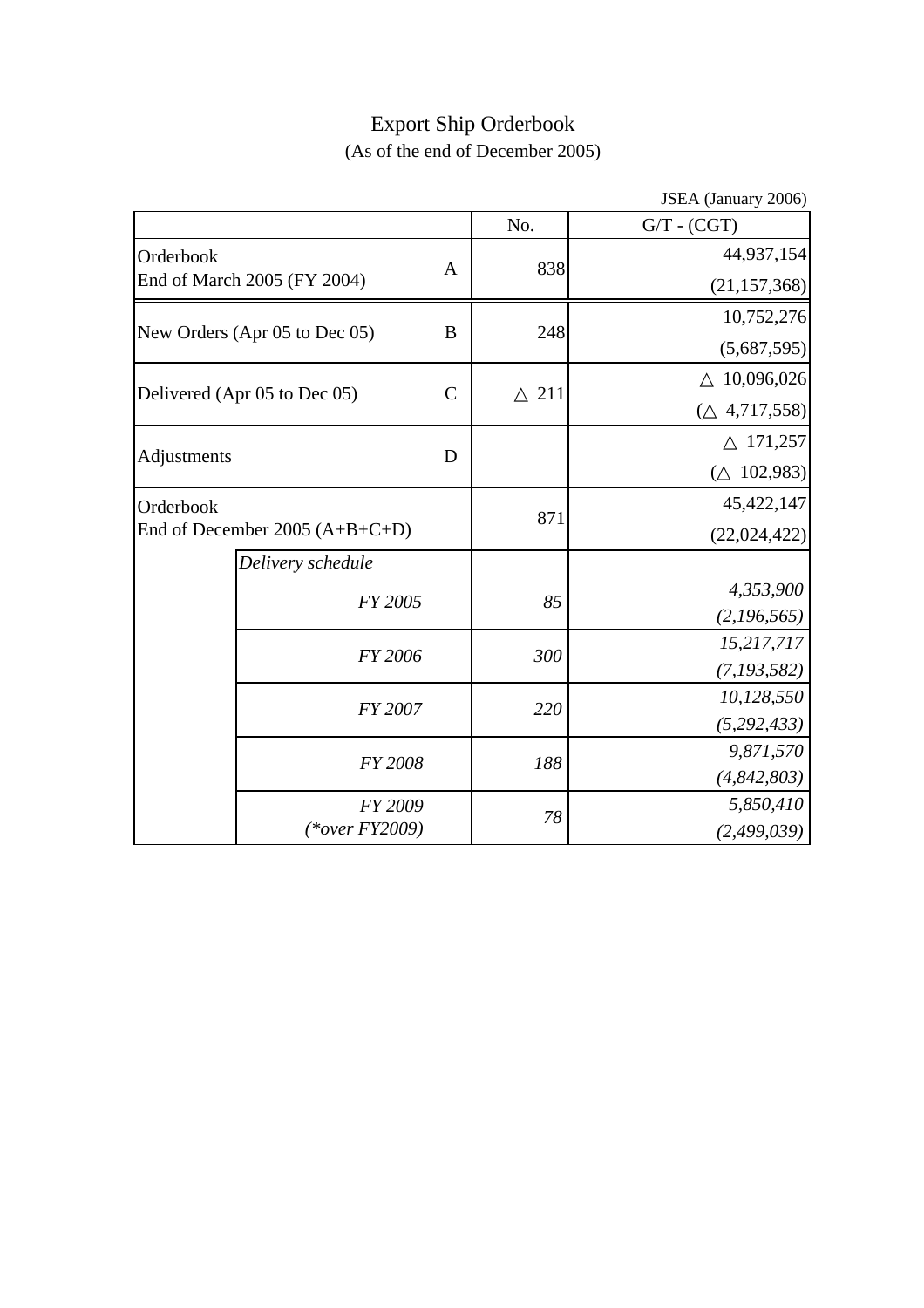# Export Ship Orderbook

(As of the end of December 2005)

JSEA (January 2006)

| | | | No. | G/T - (CGT) |
|---|---|---|---|---|
| Orderbook<br>End of March 2005 (FY 2004) | | A | 838 | 44,937,154<br>(21,157,368) |
| New Orders (Apr 05 to Dec 05) | | B | 248 | 10,752,276<br>(5,687,595) |
| Delivered (Apr 05 to Dec 05) | | C | △ 211 | △ 10,096,026<br>(△ 4,717,558) |
| Adjustments | | D | | △ 171,257<br>(△ 102,983) |
| Orderbook<br>End of December 2005 (A+B+C+D) | | | 871 | 45,422,147<br>(22,024,422) |
| | *Delivery schedule* | | | |
| | *FY 2005* | | *85* | *4,353,900*<br>*(2,196,565)* |
| | *FY 2006* | | *300* | *15,217,717*<br>*(7,193,582)* |
| | *FY 2007* | | *220* | *10,128,550*<br>*(5,292,433)* |
| | *FY 2008* | | *188* | *9,871,570*<br>*(4,842,803)* |
| | *FY 2009*<br>*(*over FY2009)* | | *78* | *5,850,410*<br>*(2,499,039)* |